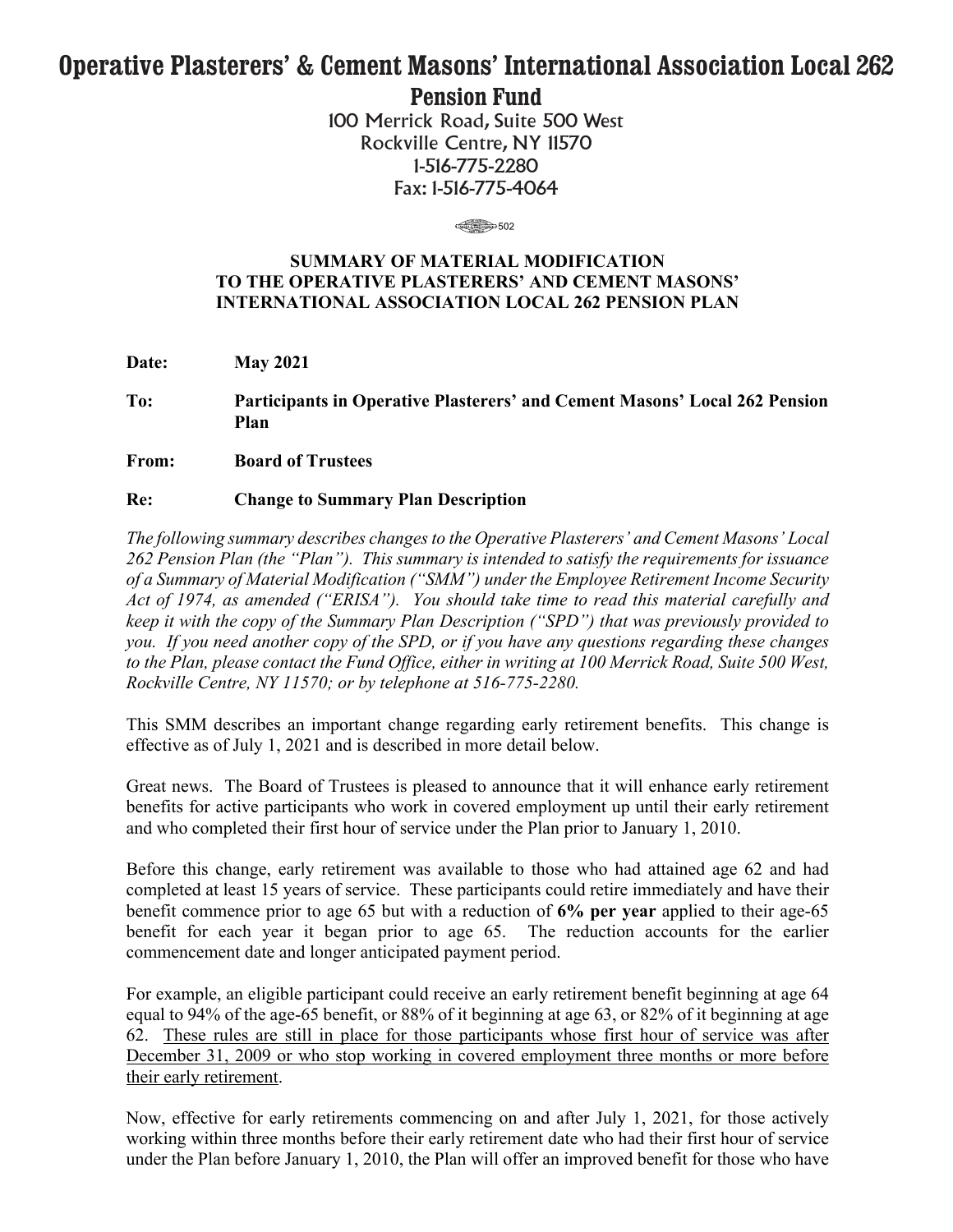# Operative Plasterers' & Cement Masons' International Association Local 262 Pension Fund

100 Merrick Road, Suite 500 West
Rockville Centre, NY 11570
1-516-775-2280
Fax: 1-516-775-4064

502

## SUMMARY OF MATERIAL MODIFICATION TO THE OPERATIVE PLASTERERS' AND CEMENT MASONS' INTERNATIONAL ASSOCIATION LOCAL 262 PENSION PLAN

**Date:** **May 2021**

**To:** **Participants in Operative Plasterers' and Cement Masons' Local 262 Pension Plan**

**From:** **Board of Trustees**

**Re:** **Change to Summary Plan Description**

*The following summary describes changes to the Operative Plasterers' and Cement Masons' Local 262 Pension Plan (the "Plan"). This summary is intended to satisfy the requirements for issuance of a Summary of Material Modification ("SMM") under the Employee Retirement Income Security Act of 1974, as amended ("ERISA"). You should take time to read this material carefully and keep it with the copy of the Summary Plan Description ("SPD") that was previously provided to you. If you need another copy of the SPD, or if you have any questions regarding these changes to the Plan, please contact the Fund Office, either in writing at 100 Merrick Road, Suite 500 West, Rockville Centre, NY 11570; or by telephone at 516-775-2280.*

This SMM describes an important change regarding early retirement benefits. This change is effective as of July 1, 2021 and is described in more detail below.

Great news. The Board of Trustees is pleased to announce that it will enhance early retirement benefits for active participants who work in covered employment up until their early retirement and who completed their first hour of service under the Plan prior to January 1, 2010.

Before this change, early retirement was available to those who had attained age 62 and had completed at least 15 years of service. These participants could retire immediately and have their benefit commence prior to age 65 but with a reduction of **6% per year** applied to their age-65 benefit for each year it began prior to age 65. The reduction accounts for the earlier commencement date and longer anticipated payment period.

For example, an eligible participant could receive an early retirement benefit beginning at age 64 equal to 94% of the age-65 benefit, or 88% of it beginning at age 63, or 82% of it beginning at age 62. <u>These rules are still in place for those participants whose first hour of service was after December 31, 2009 or who stop working in covered employment three months or more before their early retirement</u>.

Now, effective for early retirements commencing on and after July 1, 2021, for those actively working within three months before their early retirement date who had their first hour of service under the Plan before January 1, 2010, the Plan will offer an improved benefit for those who have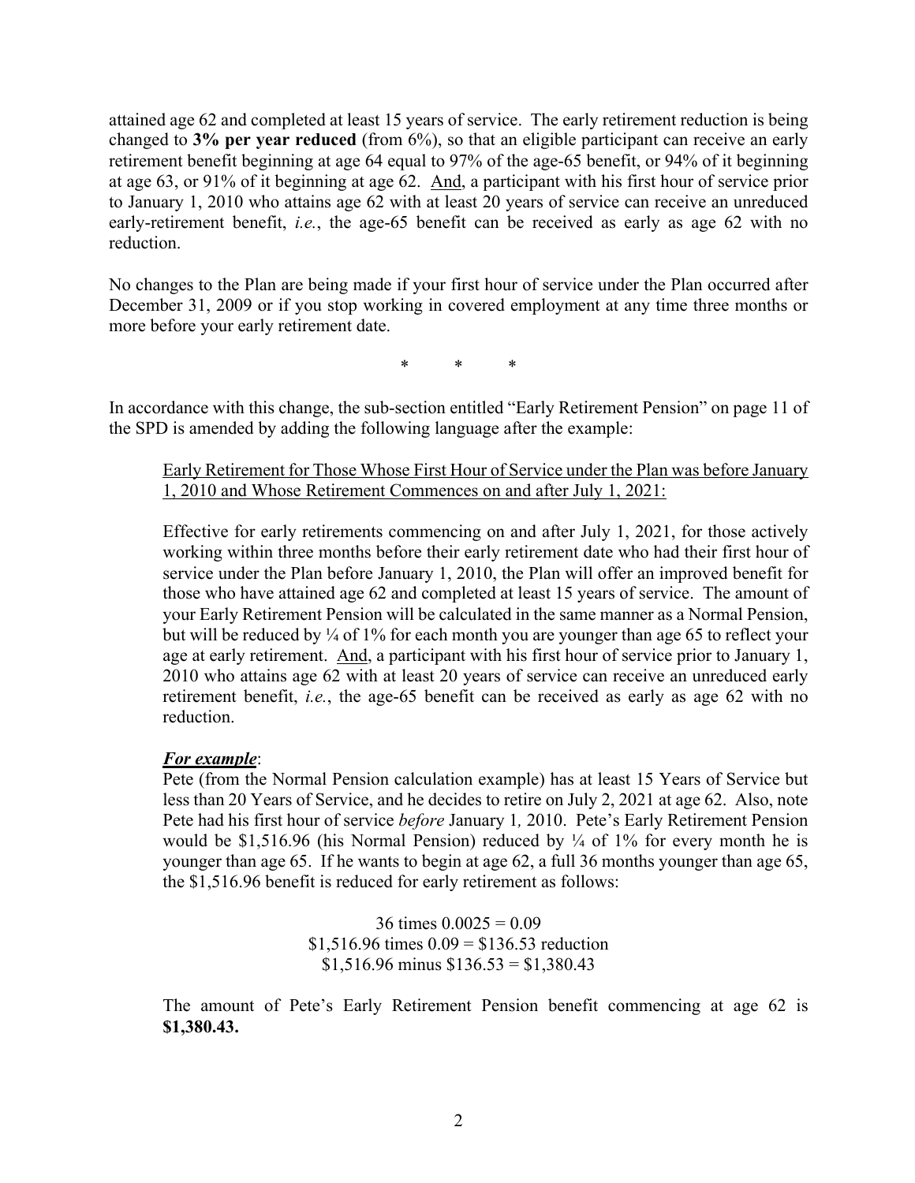attained age 62 and completed at least 15 years of service. The early retirement reduction is being changed to **3% per year reduced** (from 6%), so that an eligible participant can receive an early retirement benefit beginning at age 64 equal to 97% of the age-65 benefit, or 94% of it beginning at age 63, or 91% of it beginning at age 62. <u>And</u>, a participant with his first hour of service prior to January 1, 2010 who attains age 62 with at least 20 years of service can receive an unreduced early-retirement benefit, *i.e.*, the age-65 benefit can be received as early as age 62 with no reduction.

No changes to the Plan are being made if your first hour of service under the Plan occurred after December 31, 2009 or if you stop working in covered employment at any time three months or more before your early retirement date.

\* \* \*

In accordance with this change, the sub-section entitled "Early Retirement Pension" on page 11 of the SPD is amended by adding the following language after the example:

> <u>Early Retirement for Those Whose First Hour of Service under the Plan was before January 1, 2010 and Whose Retirement Commences on and after July 1, 2021:</u>
>
> Effective for early retirements commencing on and after July 1, 2021, for those actively working within three months before their early retirement date who had their first hour of service under the Plan before January 1, 2010, the Plan will offer an improved benefit for those who have attained age 62 and completed at least 15 years of service. The amount of your Early Retirement Pension will be calculated in the same manner as a Normal Pension, but will be reduced by ¼ of 1% for each month you are younger than age 65 to reflect your age at early retirement. <u>And</u>, a participant with his first hour of service prior to January 1, 2010 who attains age 62 with at least 20 years of service can receive an unreduced early retirement benefit, *i.e.*, the age-65 benefit can be received as early as age 62 with no reduction.
>
> ***<u>For example</u>***:
>
> Pete (from the Normal Pension calculation example) has at least 15 Years of Service but less than 20 Years of Service, and he decides to retire on July 2, 2021 at age 62. Also, note Pete had his first hour of service *before* January 1, 2010. Pete's Early Retirement Pension would be $1,516.96 (his Normal Pension) reduced by ¼ of 1% for every month he is younger than age 65. If he wants to begin at age 62, a full 36 months younger than age 65, the $1,516.96 benefit is reduced for early retirement as follows:
>
> 36 times 0.0025 = 0.09
> $1,516.96 times 0.09 = $136.53 reduction
> $1,516.96 minus $136.53 = $1,380.43
>
> The amount of Pete's Early Retirement Pension benefit commencing at age 62 is **$1,380.43.**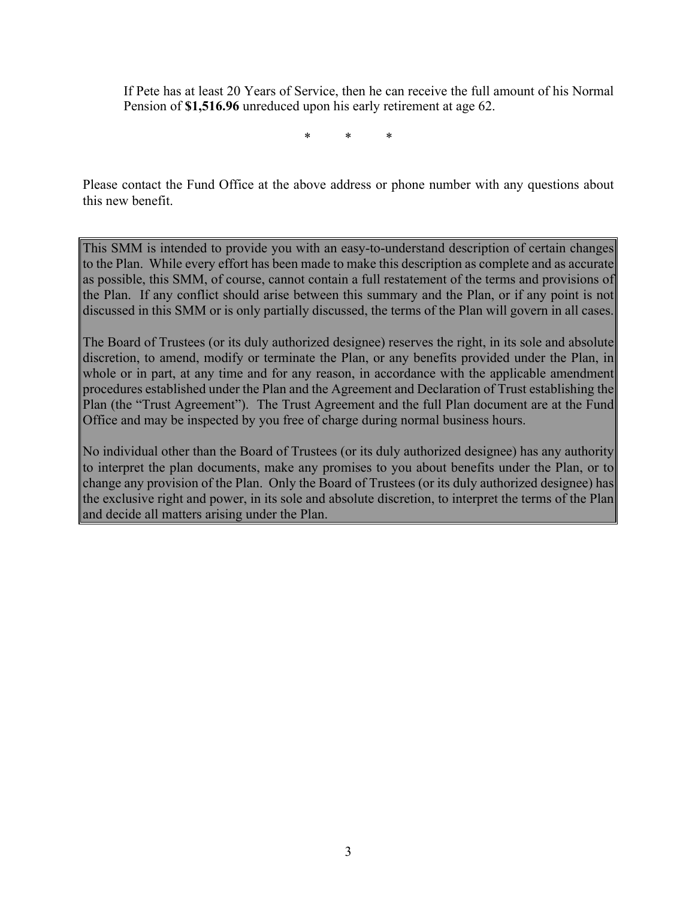If Pete has at least 20 Years of Service, then he can receive the full amount of his Normal Pension of **$1,516.96** unreduced upon his early retirement at age 62.

\*  \*  \*

Please contact the Fund Office at the above address or phone number with any questions about this new benefit.

> This SMM is intended to provide you with an easy-to-understand description of certain changes to the Plan. While every effort has been made to make this description as complete and as accurate as possible, this SMM, of course, cannot contain a full restatement of the terms and provisions of the Plan. If any conflict should arise between this summary and the Plan, or if any point is not discussed in this SMM or is only partially discussed, the terms of the Plan will govern in all cases.
>
> The Board of Trustees (or its duly authorized designee) reserves the right, in its sole and absolute discretion, to amend, modify or terminate the Plan, or any benefits provided under the Plan, in whole or in part, at any time and for any reason, in accordance with the applicable amendment procedures established under the Plan and the Agreement and Declaration of Trust establishing the Plan (the "Trust Agreement"). The Trust Agreement and the full Plan document are at the Fund Office and may be inspected by you free of charge during normal business hours.
>
> No individual other than the Board of Trustees (or its duly authorized designee) has any authority to interpret the plan documents, make any promises to you about benefits under the Plan, or to change any provision of the Plan. Only the Board of Trustees (or its duly authorized designee) has the exclusive right and power, in its sole and absolute discretion, to interpret the terms of the Plan and decide all matters arising under the Plan.